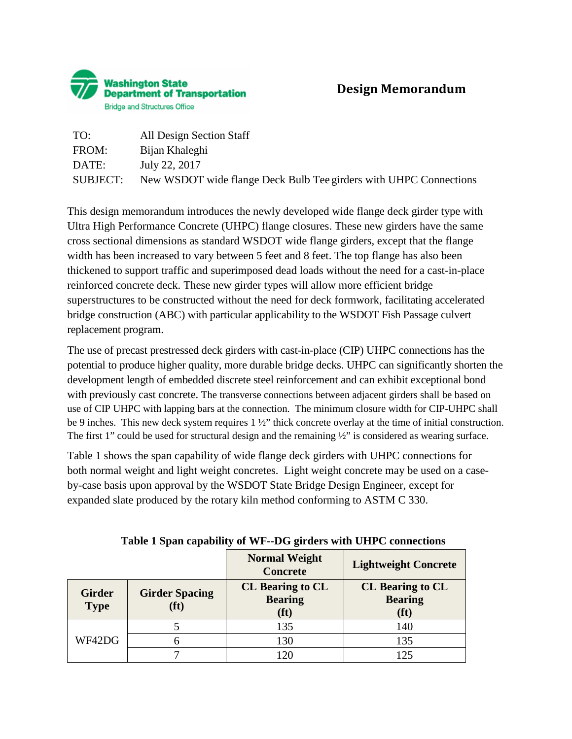Washington State Department of Transportation
Bridge and Structures Office

# Design Memorandum

TO: All Design Section Staff
FROM: Bijan Khaleghi
DATE: July 22, 2017
SUBJECT: New WSDOT wide flange Deck Bulb Tee girders with UHPC Connections

This design memorandum introduces the newly developed wide flange deck girder type with Ultra High Performance Concrete (UHPC) flange closures. These new girders have the same cross sectional dimensions as standard WSDOT wide flange girders, except that the flange width has been increased to vary between 5 feet and 8 feet. The top flange has also been thickened to support traffic and superimposed dead loads without the need for a cast-in-place reinforced concrete deck. These new girder types will allow more efficient bridge superstructures to be constructed without the need for deck formwork, facilitating accelerated bridge construction (ABC) with particular applicability to the WSDOT Fish Passage culvert replacement program.

The use of precast prestressed deck girders with cast-in-place (CIP) UHPC connections has the potential to produce higher quality, more durable bridge decks. UHPC can significantly shorten the development length of embedded discrete steel reinforcement and can exhibit exceptional bond with previously cast concrete. The transverse connections between adjacent girders shall be based on use of CIP UHPC with lapping bars at the connection. The minimum closure width for CIP-UHPC shall be 9 inches. This new deck system requires 1 ½" thick concrete overlay at the time of initial construction. The first 1" could be used for structural design and the remaining ½" is considered as wearing surface.

Table 1 shows the span capability of wide flange deck girders with UHPC connections for both normal weight and light weight concretes. Light weight concrete may be used on a case-by-case basis upon approval by the WSDOT State Bridge Design Engineer, except for expanded slate produced by the rotary kiln method conforming to ASTM C 330.

**Table 1 Span capability of WF--DG girders with UHPC connections**

| | | Normal Weight Concrete | Lightweight Concrete |
|---|---|---|---|
| **Girder Type** | **Girder Spacing (ft)** | **CL Bearing to CL Bearing (ft)** | **CL Bearing to CL Bearing (ft)** |
| WF42DG | 5 | 135 | 140 |
| | 6 | 130 | 135 |
| | 7 | 120 | 125 |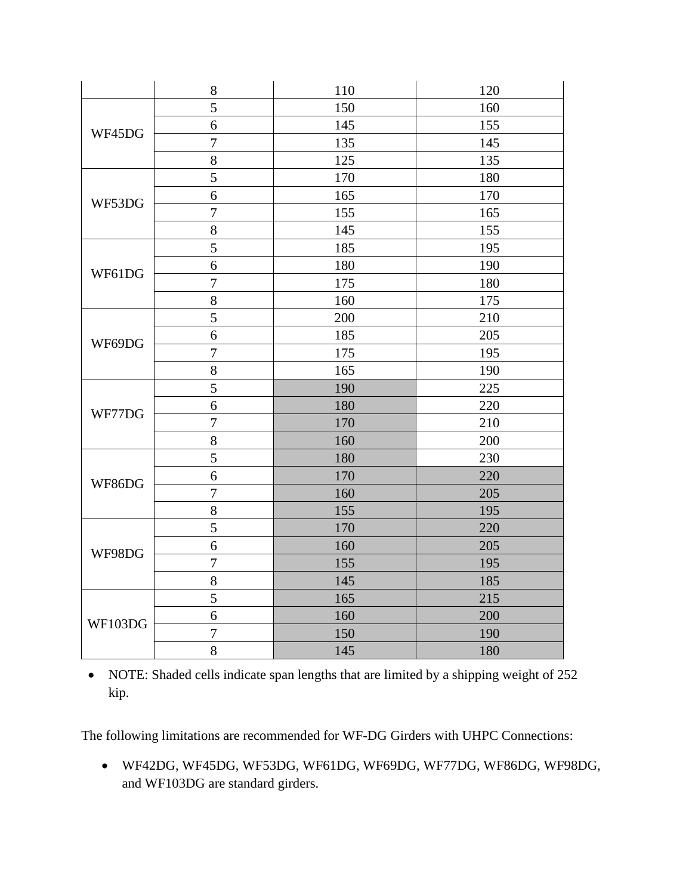| | 8 | 110 | 120 |
|---|---|---|---|
| WF45DG | 5 | 150 | 160 |
| | 6 | 145 | 155 |
| | 7 | 135 | 145 |
| | 8 | 125 | 135 |
| WF53DG | 5 | 170 | 180 |
| | 6 | 165 | 170 |
| | 7 | 155 | 165 |
| | 8 | 145 | 155 |
| WF61DG | 5 | 185 | 195 |
| | 6 | 180 | 190 |
| | 7 | 175 | 180 |
| | 8 | 160 | 175 |
| WF69DG | 5 | 200 | 210 |
| | 6 | 185 | 205 |
| | 7 | 175 | 195 |
| | 8 | 165 | 190 |
| WF77DG | 5 | 190 | 225 |
| | 6 | 180 | 220 |
| | 7 | 170 | 210 |
| | 8 | 160 | 200 |
| WF86DG | 5 | 180 | 230 |
| | 6 | 170 | 220 |
| | 7 | 160 | 205 |
| | 8 | 155 | 195 |
| WF98DG | 5 | 170 | 220 |
| | 6 | 160 | 205 |
| | 7 | 155 | 195 |
| | 8 | 145 | 185 |
| WF103DG | 5 | 165 | 215 |
| | 6 | 160 | 200 |
| | 7 | 150 | 190 |
| | 8 | 145 | 180 |

- NOTE: Shaded cells indicate span lengths that are limited by a shipping weight of 252 kip.

The following limitations are recommended for WF-DG Girders with UHPC Connections:

- WF42DG, WF45DG, WF53DG, WF61DG, WF69DG, WF77DG, WF86DG, WF98DG, and WF103DG are standard girders.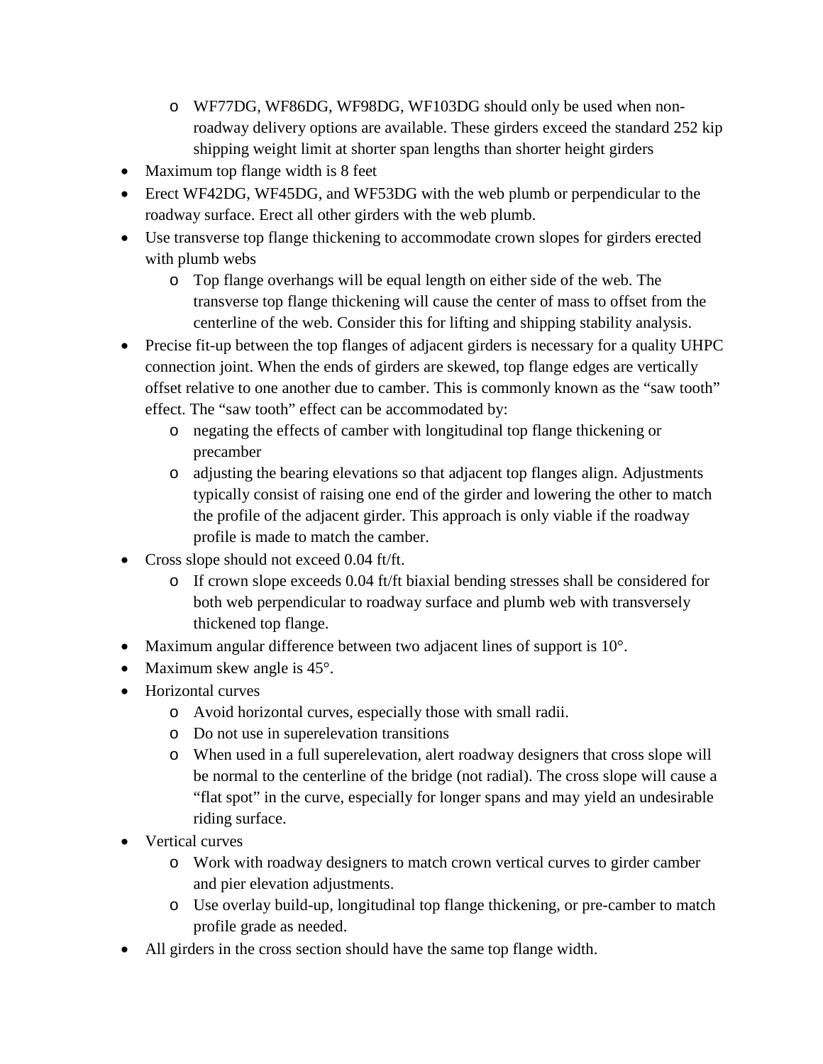- WF77DG, WF86DG, WF98DG, WF103DG should only be used when non-roadway delivery options are available. These girders exceed the standard 252 kip shipping weight limit at shorter span lengths than shorter height girders
- Maximum top flange width is 8 feet
- Erect WF42DG, WF45DG, and WF53DG with the web plumb or perpendicular to the roadway surface. Erect all other girders with the web plumb.
- Use transverse top flange thickening to accommodate crown slopes for girders erected with plumb webs
  - Top flange overhangs will be equal length on either side of the web. The transverse top flange thickening will cause the center of mass to offset from the centerline of the web. Consider this for lifting and shipping stability analysis.
- Precise fit-up between the top flanges of adjacent girders is necessary for a quality UHPC connection joint. When the ends of girders are skewed, top flange edges are vertically offset relative to one another due to camber. This is commonly known as the "saw tooth" effect. The "saw tooth" effect can be accommodated by:
  - negating the effects of camber with longitudinal top flange thickening or precamber
  - adjusting the bearing elevations so that adjacent top flanges align. Adjustments typically consist of raising one end of the girder and lowering the other to match the profile of the adjacent girder. This approach is only viable if the roadway profile is made to match the camber.
- Cross slope should not exceed 0.04 ft/ft.
  - If crown slope exceeds 0.04 ft/ft biaxial bending stresses shall be considered for both web perpendicular to roadway surface and plumb web with transversely thickened top flange.
- Maximum angular difference between two adjacent lines of support is 10°.
- Maximum skew angle is 45°.
- Horizontal curves
  - Avoid horizontal curves, especially those with small radii.
  - Do not use in superelevation transitions
  - When used in a full superelevation, alert roadway designers that cross slope will be normal to the centerline of the bridge (not radial). The cross slope will cause a "flat spot" in the curve, especially for longer spans and may yield an undesirable riding surface.
- Vertical curves
  - Work with roadway designers to match crown vertical curves to girder camber and pier elevation adjustments.
  - Use overlay build-up, longitudinal top flange thickening, or pre-camber to match profile grade as needed.
- All girders in the cross section should have the same top flange width.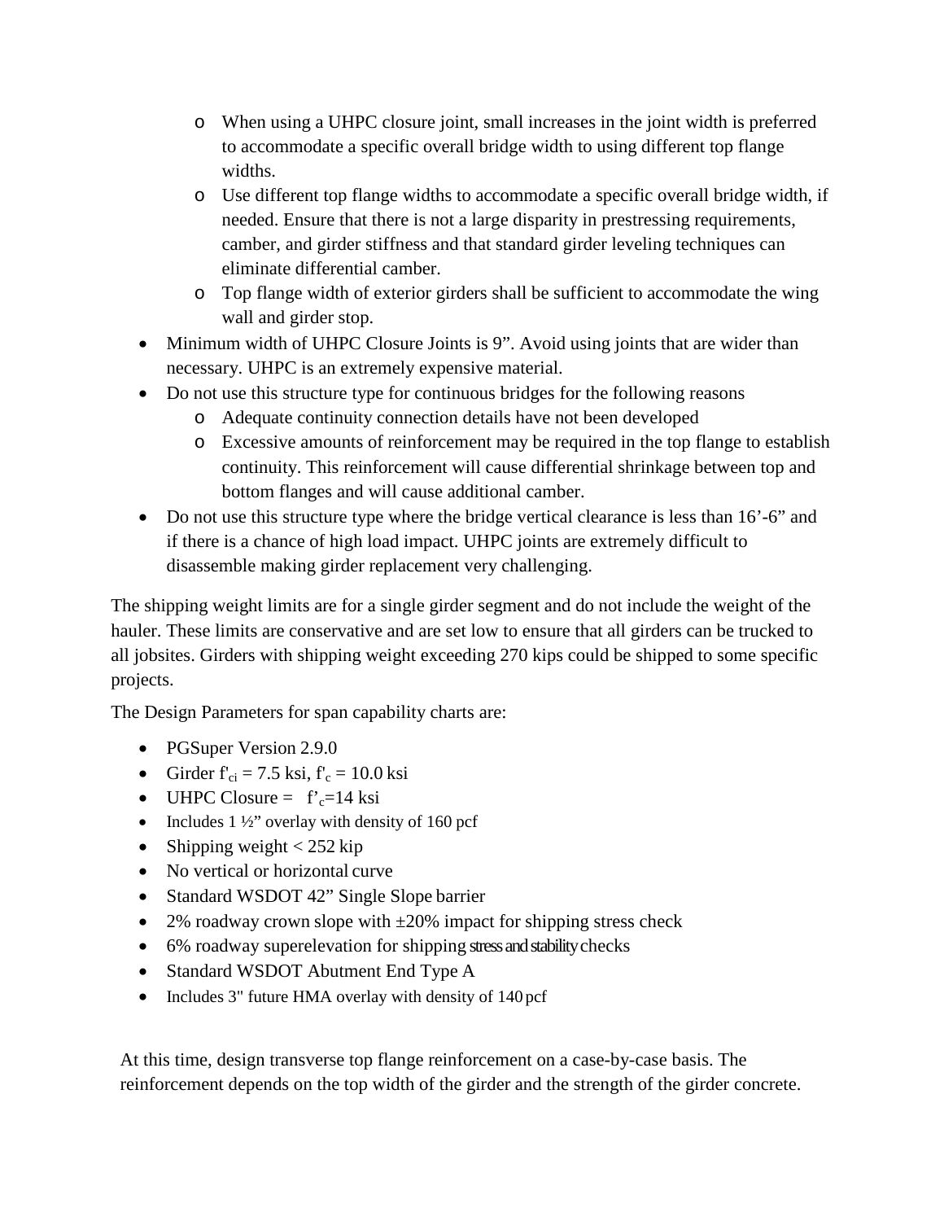- When using a UHPC closure joint, small increases in the joint width is preferred to accommodate a specific overall bridge width to using different top flange widths.
  - Use different top flange widths to accommodate a specific overall bridge width, if needed. Ensure that there is not a large disparity in prestressing requirements, camber, and girder stiffness and that standard girder leveling techniques can eliminate differential camber.
  - Top flange width of exterior girders shall be sufficient to accommodate the wing wall and girder stop.
- Minimum width of UHPC Closure Joints is 9". Avoid using joints that are wider than necessary. UHPC is an extremely expensive material.
- Do not use this structure type for continuous bridges for the following reasons
  - Adequate continuity connection details have not been developed
  - Excessive amounts of reinforcement may be required in the top flange to establish continuity. This reinforcement will cause differential shrinkage between top and bottom flanges and will cause additional camber.
- Do not use this structure type where the bridge vertical clearance is less than 16'-6" and if there is a chance of high load impact. UHPC joints are extremely difficult to disassemble making girder replacement very challenging.

The shipping weight limits are for a single girder segment and do not include the weight of the hauler. These limits are conservative and are set low to ensure that all girders can be trucked to all jobsites. Girders with shipping weight exceeding 270 kips could be shipped to some specific projects.

The Design Parameters for span capability charts are:

- PGSuper Version 2.9.0
- Girder $f'_{ci}$ = 7.5 ksi, $f'_c$ = 10.0 ksi
- UHPC Closure = $f'_c$=14 ksi
- Includes 1 ½" overlay with density of 160 pcf
- Shipping weight < 252 kip
- No vertical or horizontal curve
- Standard WSDOT 42" Single Slope barrier
- 2% roadway crown slope with ±20% impact for shipping stress check
- 6% roadway superelevation for shipping stress and stability checks
- Standard WSDOT Abutment End Type A
- Includes 3" future HMA overlay with density of 140 pcf

At this time, design transverse top flange reinforcement on a case-by-case basis. The reinforcement depends on the top width of the girder and the strength of the girder concrete.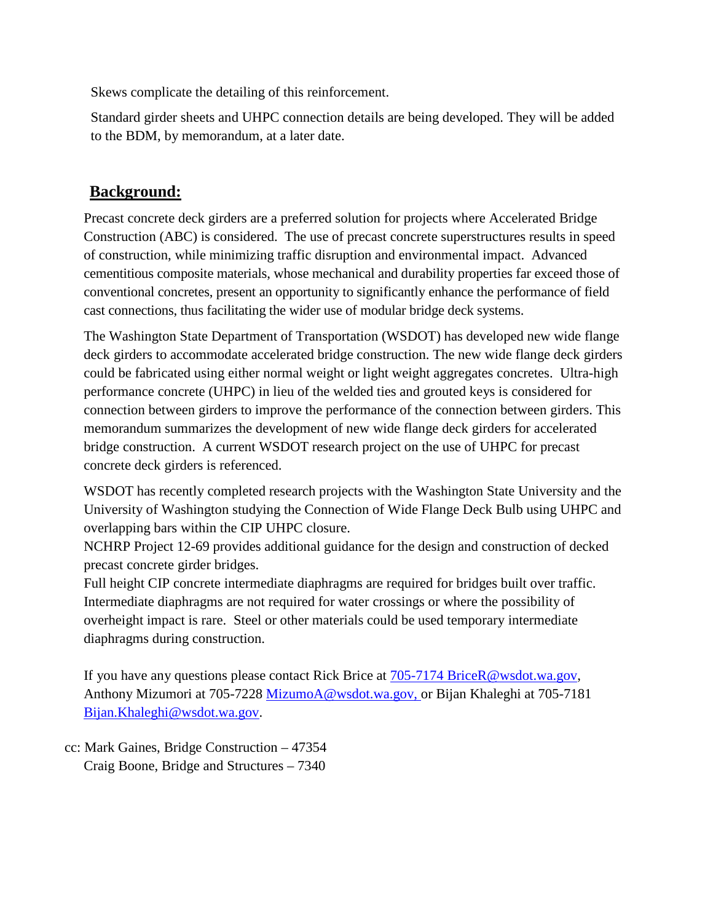Skews complicate the detailing of this reinforcement.

Standard girder sheets and UHPC connection details are being developed. They will be added to the BDM, by memorandum, at a later date.

## Background:

Precast concrete deck girders are a preferred solution for projects where Accelerated Bridge Construction (ABC) is considered. The use of precast concrete superstructures results in speed of construction, while minimizing traffic disruption and environmental impact. Advanced cementitious composite materials, whose mechanical and durability properties far exceed those of conventional concretes, present an opportunity to significantly enhance the performance of field cast connections, thus facilitating the wider use of modular bridge deck systems.

The Washington State Department of Transportation (WSDOT) has developed new wide flange deck girders to accommodate accelerated bridge construction. The new wide flange deck girders could be fabricated using either normal weight or light weight aggregates concretes. Ultra-high performance concrete (UHPC) in lieu of the welded ties and grouted keys is considered for connection between girders to improve the performance of the connection between girders. This memorandum summarizes the development of new wide flange deck girders for accelerated bridge construction. A current WSDOT research project on the use of UHPC for precast concrete deck girders is referenced.

WSDOT has recently completed research projects with the Washington State University and the University of Washington studying the Connection of Wide Flange Deck Bulb using UHPC and overlapping bars within the CIP UHPC closure.
NCHRP Project 12-69 provides additional guidance for the design and construction of decked precast concrete girder bridges.
Full height CIP concrete intermediate diaphragms are required for bridges built over traffic. Intermediate diaphragms are not required for water crossings or where the possibility of overheight impact is rare. Steel or other materials could be used temporary intermediate diaphragms during construction.

If you have any questions please contact Rick Brice at 705-7174 BriceR@wsdot.wa.gov, Anthony Mizumori at 705-7228 MizumoA@wsdot.wa.gov, or Bijan Khaleghi at 705-7181 Bijan.Khaleghi@wsdot.wa.gov.

cc: Mark Gaines, Bridge Construction – 47354
Craig Boone, Bridge and Structures – 7340